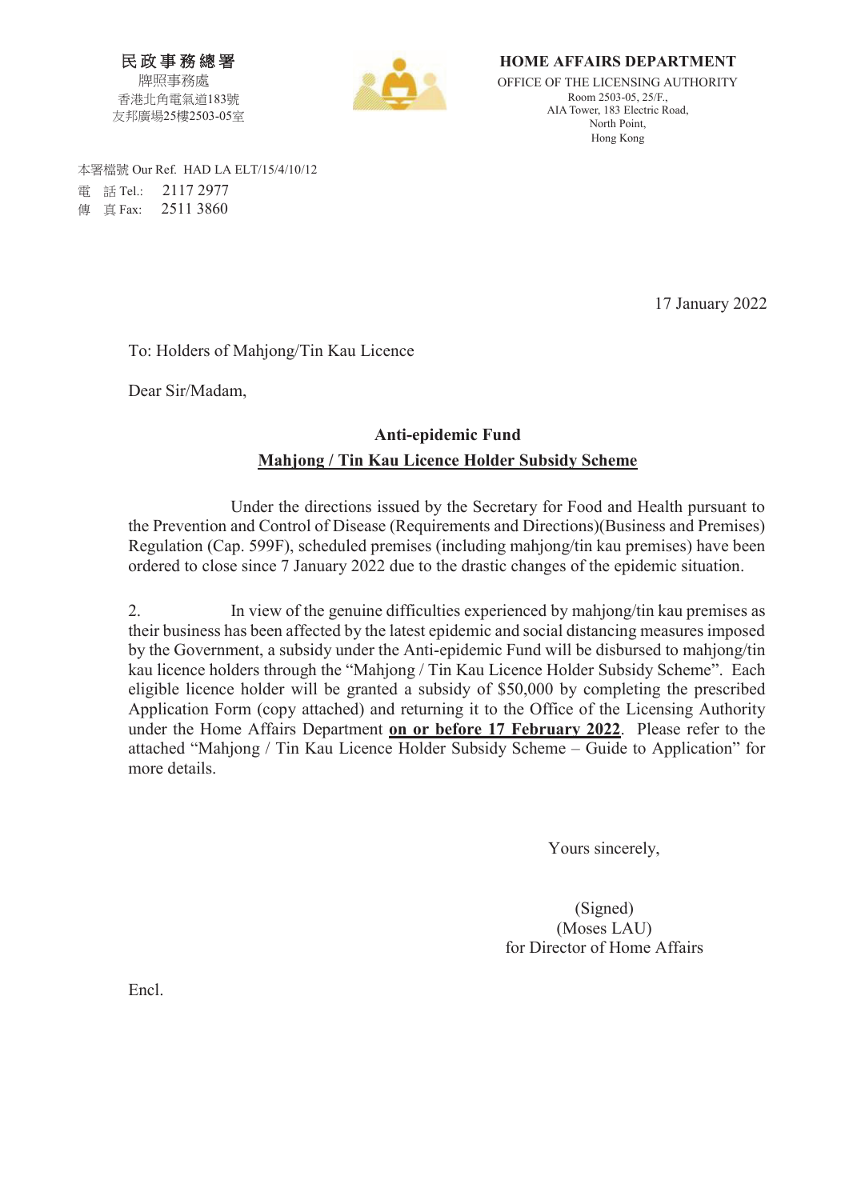**民政事務總署**
牌照事務處
香港北角電氣道183號
友邦廣場25樓2503-05室

**HOME AFFAIRS DEPARTMENT**
OFFICE OF THE LICENSING AUTHORITY
Room 2503-05, 25/F.,
AIA Tower, 183 Electric Road,
North Point,
Hong Kong

本署檔號 Our Ref. HAD LA ELT/15/4/10/12
電 話 Tel.: 2117 2977
傳 真 Fax: 2511 3860

17 January 2022

To: Holders of Mahjong/Tin Kau Licence

Dear Sir/Madam,

**Anti-epidemic Fund**

**Mahjong / Tin Kau Licence Holder Subsidy Scheme**

Under the directions issued by the Secretary for Food and Health pursuant to the Prevention and Control of Disease (Requirements and Directions)(Business and Premises) Regulation (Cap. 599F), scheduled premises (including mahjong/tin kau premises) have been ordered to close since 7 January 2022 due to the drastic changes of the epidemic situation.

2. In view of the genuine difficulties experienced by mahjong/tin kau premises as their business has been affected by the latest epidemic and social distancing measures imposed by the Government, a subsidy under the Anti-epidemic Fund will be disbursed to mahjong/tin kau licence holders through the "Mahjong / Tin Kau Licence Holder Subsidy Scheme". Each eligible licence holder will be granted a subsidy of $50,000 by completing the prescribed Application Form (copy attached) and returning it to the Office of the Licensing Authority under the Home Affairs Department **on or before 17 February 2022**. Please refer to the attached "Mahjong / Tin Kau Licence Holder Subsidy Scheme – Guide to Application" for more details.

Yours sincerely,

(Signed)
(Moses LAU)
for Director of Home Affairs

Encl.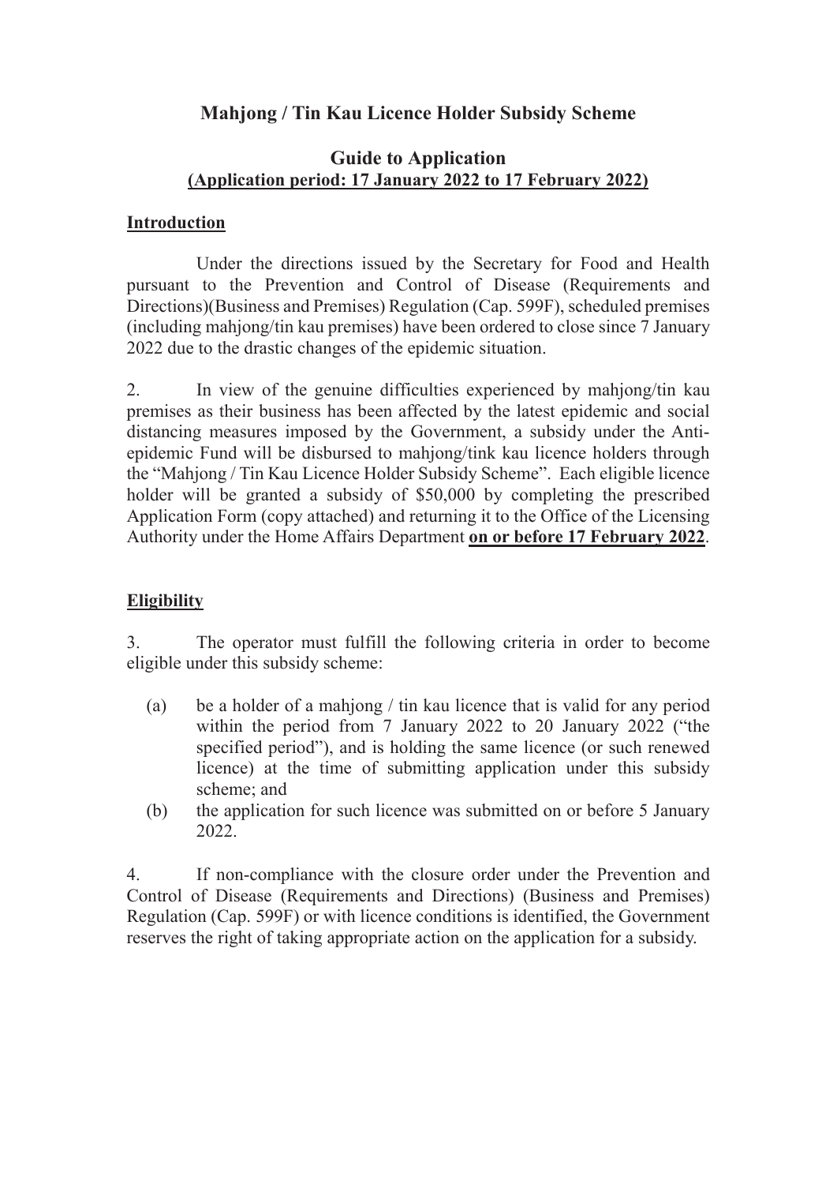# Mahjong / Tin Kau Licence Holder Subsidy Scheme

## Guide to Application

**<u>(Application period: 17 January 2022 to 17 February 2022)</u>**

### <u>Introduction</u>

Under the directions issued by the Secretary for Food and Health pursuant to the Prevention and Control of Disease (Requirements and Directions)(Business and Premises) Regulation (Cap. 599F), scheduled premises (including mahjong/tin kau premises) have been ordered to close since 7 January 2022 due to the drastic changes of the epidemic situation.

2. In view of the genuine difficulties experienced by mahjong/tin kau premises as their business has been affected by the latest epidemic and social distancing measures imposed by the Government, a subsidy under the Anti-epidemic Fund will be disbursed to mahjong/tink kau licence holders through the "Mahjong / Tin Kau Licence Holder Subsidy Scheme". Each eligible licence holder will be granted a subsidy of $50,000 by completing the prescribed Application Form (copy attached) and returning it to the Office of the Licensing Authority under the Home Affairs Department **<u>on or before 17 February 2022</u>**.

### <u>Eligibility</u>

3. The operator must fulfill the following criteria in order to become eligible under this subsidy scheme:

(a) be a holder of a mahjong / tin kau licence that is valid for any period within the period from 7 January 2022 to 20 January 2022 ("the specified period"), and is holding the same licence (or such renewed licence) at the time of submitting application under this subsidy scheme; and

(b) the application for such licence was submitted on or before 5 January 2022.

4. If non-compliance with the closure order under the Prevention and Control of Disease (Requirements and Directions) (Business and Premises) Regulation (Cap. 599F) or with licence conditions is identified, the Government reserves the right of taking appropriate action on the application for a subsidy.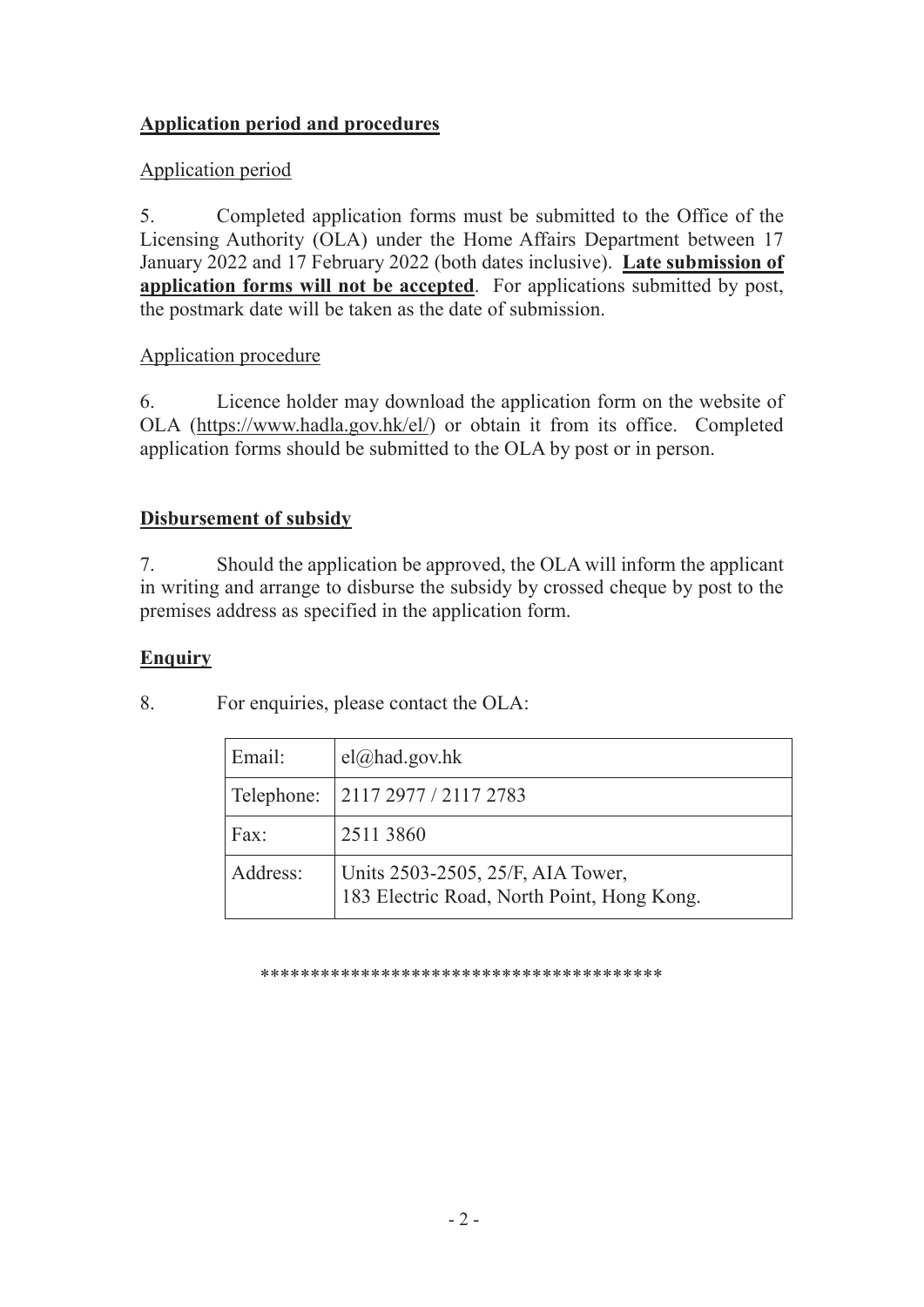## Application period and procedures

Application period

5. Completed application forms must be submitted to the Office of the Licensing Authority (OLA) under the Home Affairs Department between 17 January 2022 and 17 February 2022 (both dates inclusive). **Late submission of application forms will not be accepted**. For applications submitted by post, the postmark date will be taken as the date of submission.

Application procedure

6. Licence holder may download the application form on the website of OLA (https://www.hadla.gov.hk/el/) or obtain it from its office. Completed application forms should be submitted to the OLA by post or in person.

## Disbursement of subsidy

7. Should the application be approved, the OLA will inform the applicant in writing and arrange to disburse the subsidy by crossed cheque by post to the premises address as specified in the application form.

## Enquiry

8. For enquiries, please contact the OLA:

| | |
|---|---|
| Email: | el@had.gov.hk |
| Telephone: | 2117 2977 / 2117 2783 |
| Fax: | 2511 3860 |
| Address: | Units 2503-2505, 25/F, AIA Tower, 183 Electric Road, North Point, Hong Kong. |

****************************************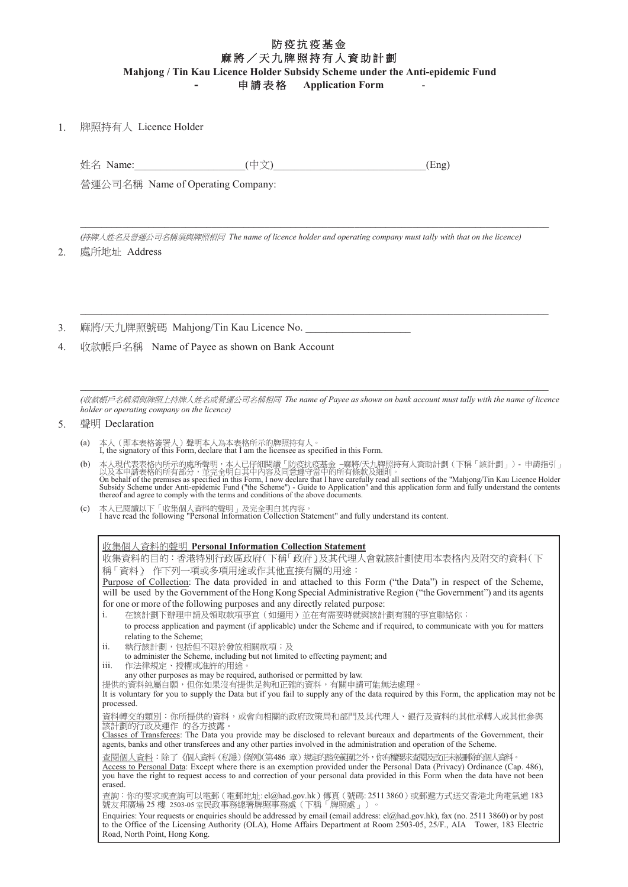# 防疫抗疫基金
# 麻將／天九牌照持有人資助計劃
## Mahjong / Tin Kau Licence Holder Subsidy Scheme under the Anti-epidemic Fund
## - 申請表格 Application Form -

1. 牌照持有人 Licence Holder

   姓名 Name:____________________(中文)____________________________(Eng)

   營運公司名稱 Name of Operating Company:

   ______________________________________________________________________

   *(持牌人姓名及營運公司名稱須與牌照相同 The name of licence holder and operating company must tally with that on the licence)*

2. 處所地址 Address

   ______________________________________________________________________

3. 麻將/天九牌照號碼 Mahjong/Tin Kau Licence No. ____________________

4. 收款帳戶名稱 Name of Payee as shown on Bank Account

   ______________________________________________________________________

   *(收款帳戶名稱須與牌照上持牌人姓名或營運公司名稱相同 The name of Payee as shown on bank account must tally with the name of licence holder or operating company on the licence)*

5. 聲明 Declaration

   (a) 本人（即本表格簽署人）聲明本人為本表格所示的牌照持有人。
   I, the signatory of this Form, declare that I am the licensee as specified in this Form.

   (b) 本人現代表表格內所示的處所聲明，本人已仔細閱讀「防疫抗疫基金 –麻將/天九牌照持有人資助計劃（下稱「該計劃」）- 申請指引」以及本申請表格的所有部分，並完全明白其中內容及同意遵守當中的所有條款及細則。
   On behalf of the premises as specified in this Form, I now declare that I have carefully read all sections of the "Mahjong/Tin Kau Licence Holder Subsidy Scheme under Anti-epidemic Fund ("the Scheme") - Guide to Application" and this application form and fully understand the contents thereof and agree to comply with the terms and conditions of the above documents.

   (c) 本人已閱讀以下「收集個人資料的聲明」及完全明白其內容。
   I have read the following "Personal Information Collection Statement" and fully understand its content.

---

**收集個人資料的聲明 Personal Information Collection Statement**

收集資料的目的：香港特別行政區政府（下稱「政府」）及其代理人會就該計劃使用本表格內及附交的資料（下稱「資料」） 作下列一項或多項用途或作其他直接有關的用途：

Purpose of Collection: The data provided in and attached to this Form ("the Data") in respect of the Scheme, will be used by the Government of the Hong Kong Special Administrative Region ("the Government") and its agents for one or more of the following purposes and any directly related purpose:

i. 在該計劃下辦理申請及領取款項事宜（如適用）並在有需要時就與該計劃有關的事宜聯絡你；
   to process application and payment (if applicable) under the Scheme and if required, to communicate with you for matters relating to the Scheme;

ii. 執行該計劃，包括但不限於發放相關款項；及
   to administer the Scheme, including but not limited to effecting payment; and

iii. 作法律規定、授權或准許的用途。
   any other purposes as may be required, authorised or permitted by law.

提供的資料純屬自願，但你如果沒有提供足夠和正確的資料，有關申請可能無法處理。
It is voluntary for you to supply the Data but if you fail to supply any of the data required by this Form, the application may not be processed.

資料轉交的類別：你所提供的資料，或會向相關的政府政策局和部門及其代理人、銀行及資料的其他承轉人或其他參與該計劃的行政及運作 的各方披露。
Classes of Transferees: The Data you provide may be disclosed to relevant bureaux and departments of the Government, their agents, banks and other transferees and any other parties involved in the administration and operation of the Scheme.

查閱個人資料：除了《個人資料（私隱）條例》(第486 章）規定的豁免範圍之外，你有權要求查閱及改正未被刪除的個人資料。
Access to Personal Data: Except where there is an exemption provided under the Personal Data (Privacy) Ordinance (Cap. 486), you have the right to request access to and correction of your personal data provided in this Form when the data have not been erased.

查詢：你的要求或查詢可以電郵（電郵地址: el@had.gov.hk）傳真（號碼: 2511 3860）或郵遞方式送交香港北角電氣道 183 號友邦廣場 25 樓 2503-05 室民政事務總署牌照事務處（下稱「牌照處」）。
Enquiries: Your requests or enquiries should be addressed by email (email address: el@had.gov.hk), fax (no. 2511 3860) or by post to the Office of the Licensing Authority (OLA), Home Affairs Department at Room 2503-05, 25/F., AIA Tower, 183 Electric Road, North Point, Hong Kong.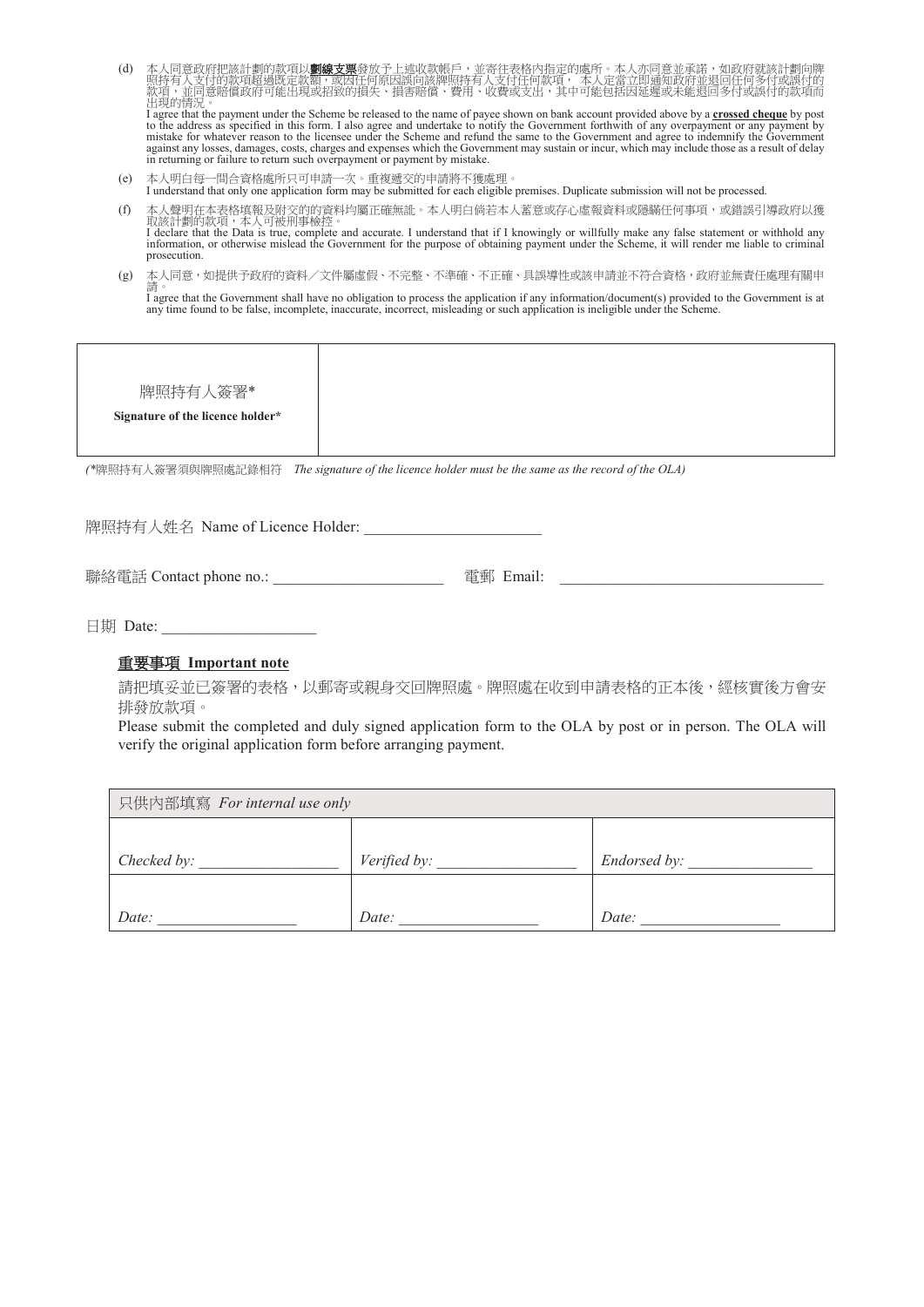(d) 本人同意政府把該計劃的款項以**劃線支票**發放予上述收款帳戶，並寄往表格內指定的處所。本人亦同意並承諾，如政府就該計劃向牌照持有人支付的款項超過既定款額，或因任何原因誤向該牌照持有人支付任何款項， 本人定當立即通知政府並退回任何多付或誤付的款項，並同意賠償政府可能出現或招致的損失、損害賠償、費用、收費或支出，其中可能包括因延遲或未能退回多付或誤付的款項而出現的情況。
I agree that the payment under the Scheme be released to the name of payee shown on bank account provided above by a **crossed cheque** by post to the address as specified in this form. I also agree and undertake to notify the Government forthwith of any overpayment or any payment by mistake for whatever reason to the licensee under the Scheme and refund the same to the Government and agree to indemnify the Government against any losses, damages, costs, charges and expenses which the Government may sustain or incur, which may include those as a result of delay in returning or failure to return such overpayment or payment by mistake.

(e) 本人明白每一間合資格處所只可申請一次。重複遞交的申請將不獲處理。
I understand that only one application form may be submitted for each eligible premises. Duplicate submission will not be processed.

(f) 本人聲明在本表格填報及附交的的資料均屬正確無訛。本人明白倘若本人蓄意或存心虛報資料或隱瞞任何事項，或錯誤引導政府以獲取該計劃的款項，本人可被刑事檢控。
I declare that the Data is true, complete and accurate. I understand that if I knowingly or willfully make any false statement or withhold any information, or otherwise mislead the Government for the purpose of obtaining payment under the Scheme, it will render me liable to criminal prosecution.

(g) 本人同意，如提供予政府的資料／文件屬虛假、不完整、不準確、不正確、具誤導性或該申請並不符合資格，政府並無責任處理有關申請。
I agree that the Government shall have no obligation to process the application if any information/document(s) provided to the Government is at any time found to be false, incomplete, inaccurate, incorrect, misleading or such application is ineligible under the Scheme.

| | |
|---|---|
| 牌照持有人簽署* **Signature of the licence holder*** | |

(*牌照持有人簽署須與牌照處記錄相符 *The signature of the licence holder must be the same as the record of the OLA)*

牌照持有人姓名 Name of Licence Holder: ______________________

聯絡電話 Contact phone no.: ______________________ 電郵 Email: ________________________________

日期 Date: ___________________

**重要事項 Important note**

請把填妥並已簽署的表格，以郵寄或親身交回牌照處。牌照處在收到申請表格的正本後，經核實後方會安排發放款項。

Please submit the completed and duly signed application form to the OLA by post or in person. The OLA will verify the original application form before arranging payment.

| 只供內部填寫 *For internal use only* | | |
|---|---|---|
| *Checked by:* _______________ | *Verified by:* _______________ | *Endorsed by:* _______________ |
| *Date:* _______________ | *Date:* _______________ | *Date:* _______________ |